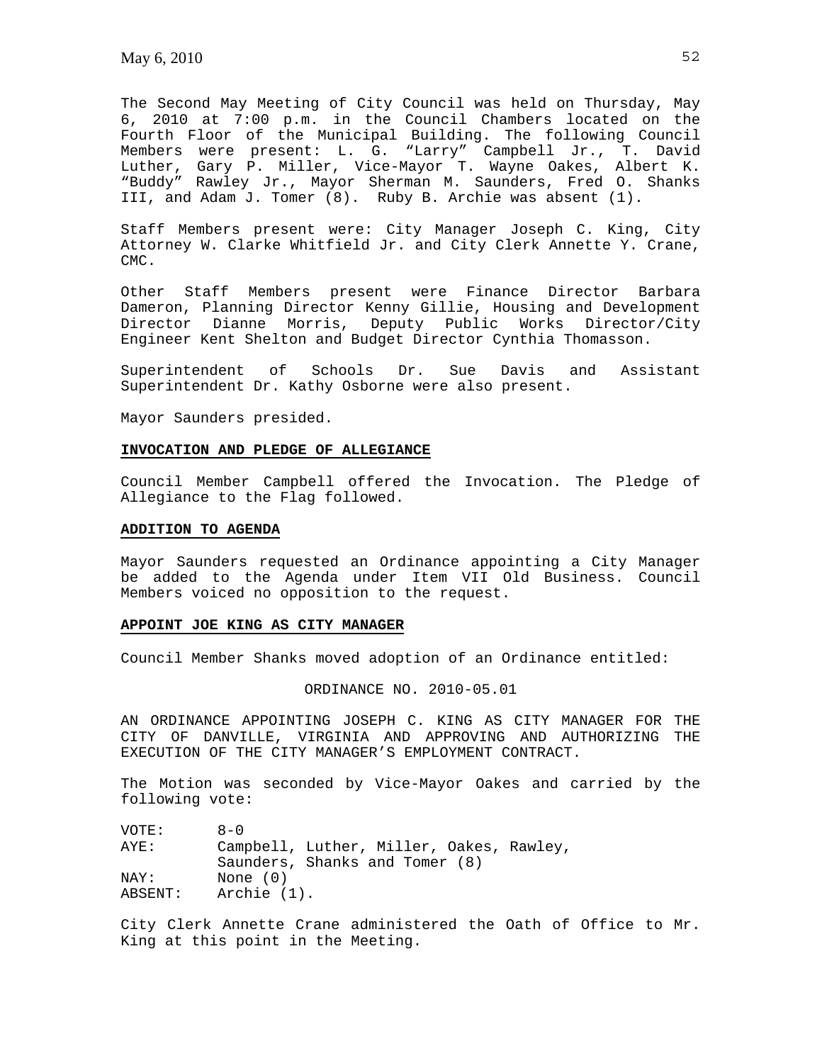The Second May Meeting of City Council was held on Thursday, May 6, 2010 at 7:00 p.m. in the Council Chambers located on the Fourth Floor of the Municipal Building. The following Council Members were present: L. G. "Larry" Campbell Jr., T. David Luther, Gary P. Miller, Vice-Mayor T. Wayne Oakes, Albert K. "Buddy" Rawley Jr., Mayor Sherman M. Saunders, Fred O. Shanks III, and Adam J. Tomer (8). Ruby B. Archie was absent (1).

Staff Members present were: City Manager Joseph C. King, City Attorney W. Clarke Whitfield Jr. and City Clerk Annette Y. Crane, CMC.

Other Staff Members present were Finance Director Barbara Dameron, Planning Director Kenny Gillie, Housing and Development Director Dianne Morris, Deputy Public Works Director/City Engineer Kent Shelton and Budget Director Cynthia Thomasson.

Superintendent of Schools Dr. Sue Davis and Assistant Superintendent Dr. Kathy Osborne were also present.

Mayor Saunders presided.

**INVOCATION AND PLEDGE OF ALLEGIANCE**

Council Member Campbell offered the Invocation. The Pledge of Allegiance to the Flag followed.

**ADDITION TO AGENDA**

Mayor Saunders requested an Ordinance appointing a City Manager be added to the Agenda under Item VII Old Business. Council Members voiced no opposition to the request.

**APPOINT JOE KING AS CITY MANAGER**

Council Member Shanks moved adoption of an Ordinance entitled:

ORDINANCE NO. 2010-05.01

AN ORDINANCE APPOINTING JOSEPH C. KING AS CITY MANAGER FOR THE CITY OF DANVILLE, VIRGINIA AND APPROVING AND AUTHORIZING THE EXECUTION OF THE CITY MANAGER'S EMPLOYMENT CONTRACT.

The Motion was seconded by Vice-Mayor Oakes and carried by the following vote:

VOTE: 8-0
AYE: Campbell, Luther, Miller, Oakes, Rawley, Saunders, Shanks and Tomer (8)
NAY: None (0)
ABSENT: Archie (1).

City Clerk Annette Crane administered the Oath of Office to Mr. King at this point in the Meeting.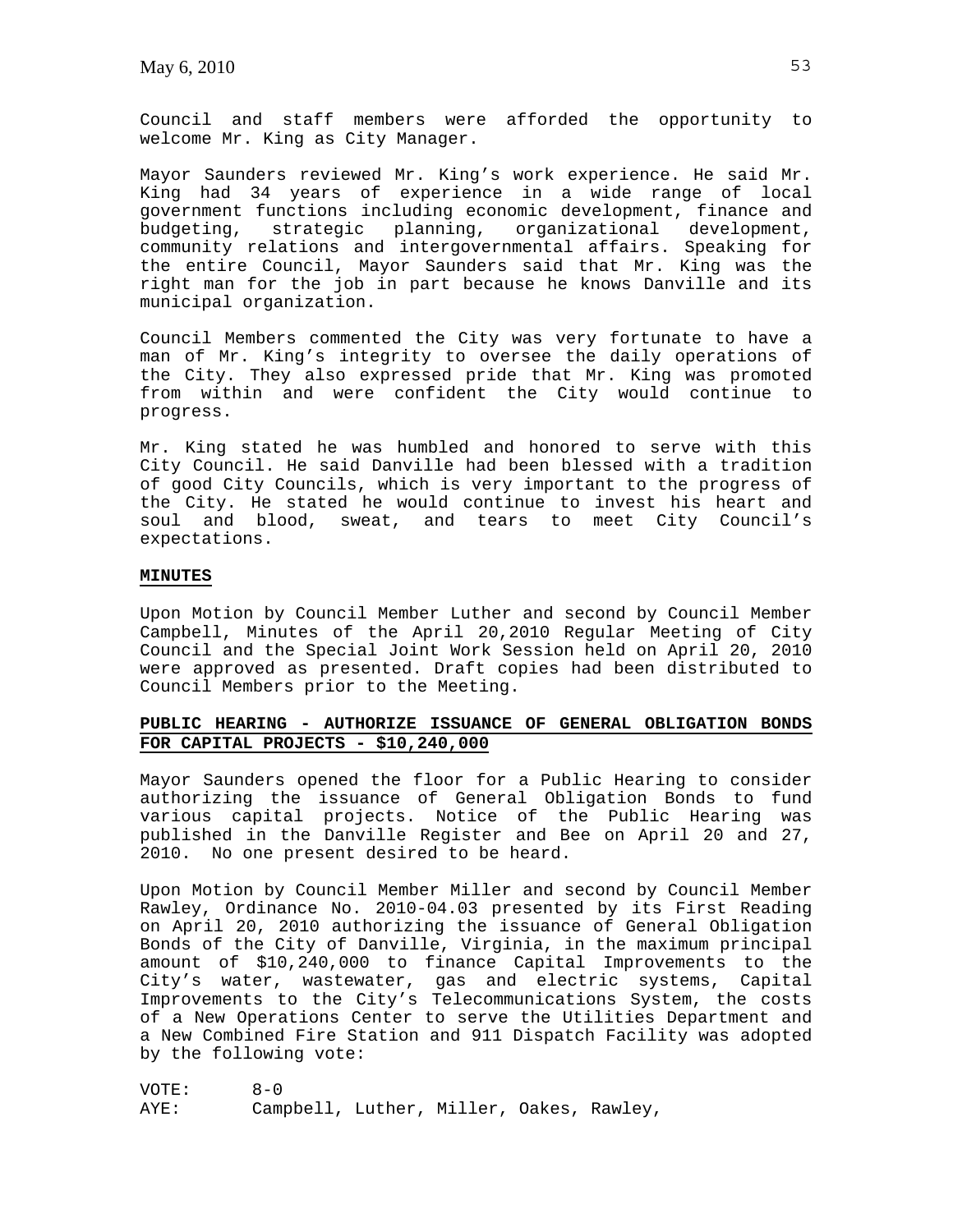Council and staff members were afforded the opportunity to welcome Mr. King as City Manager.

Mayor Saunders reviewed Mr. King's work experience. He said Mr. King had 34 years of experience in a wide range of local government functions including economic development, finance and budgeting, strategic planning, organizational development, community relations and intergovernmental affairs. Speaking for the entire Council, Mayor Saunders said that Mr. King was the right man for the job in part because he knows Danville and its municipal organization.

Council Members commented the City was very fortunate to have a man of Mr. King's integrity to oversee the daily operations of the City. They also expressed pride that Mr. King was promoted from within and were confident the City would continue to progress.

Mr. King stated he was humbled and honored to serve with this City Council. He said Danville had been blessed with a tradition of good City Councils, which is very important to the progress of the City. He stated he would continue to invest his heart and soul and blood, sweat, and tears to meet City Council's expectations.

**MINUTES**

Upon Motion by Council Member Luther and second by Council Member Campbell, Minutes of the April 20,2010 Regular Meeting of City Council and the Special Joint Work Session held on April 20, 2010 were approved as presented. Draft copies had been distributed to Council Members prior to the Meeting.

**PUBLIC HEARING - AUTHORIZE ISSUANCE OF GENERAL OBLIGATION BONDS FOR CAPITAL PROJECTS - $10,240,000**

Mayor Saunders opened the floor for a Public Hearing to consider authorizing the issuance of General Obligation Bonds to fund various capital projects. Notice of the Public Hearing was published in the Danville Register and Bee on April 20 and 27, 2010. No one present desired to be heard.

Upon Motion by Council Member Miller and second by Council Member Rawley, Ordinance No. 2010-04.03 presented by its First Reading on April 20, 2010 authorizing the issuance of General Obligation Bonds of the City of Danville, Virginia, in the maximum principal amount of $10,240,000 to finance Capital Improvements to the City's water, wastewater, gas and electric systems, Capital Improvements to the City's Telecommunications System, the costs of a New Operations Center to serve the Utilities Department and a New Combined Fire Station and 911 Dispatch Facility was adopted by the following vote:

VOTE: 8-0
AYE: Campbell, Luther, Miller, Oakes, Rawley,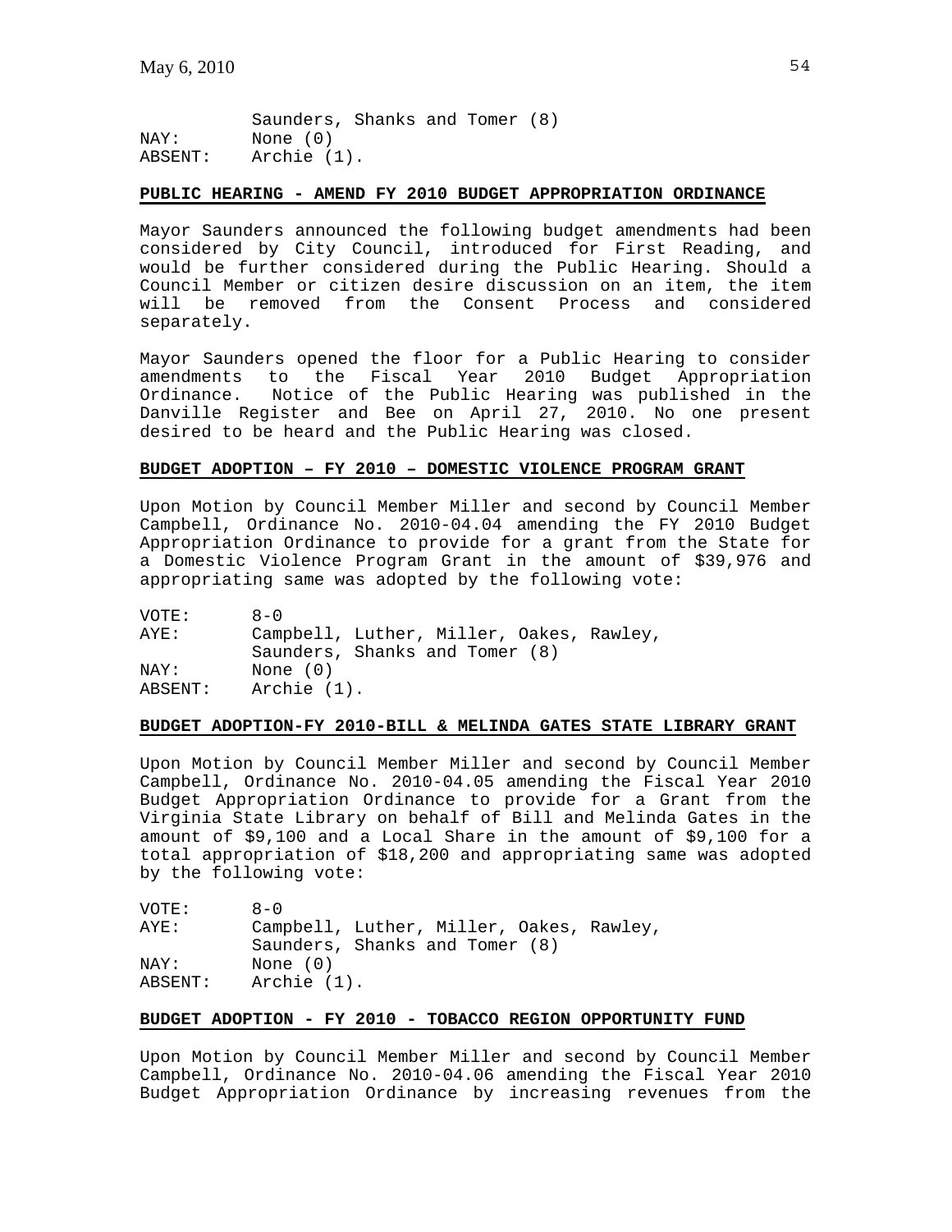Saunders, Shanks and Tomer (8)
NAY: None (0)
ABSENT: Archie (1).

**PUBLIC HEARING - AMEND FY 2010 BUDGET APPROPRIATION ORDINANCE**

Mayor Saunders announced the following budget amendments had been considered by City Council, introduced for First Reading, and would be further considered during the Public Hearing. Should a Council Member or citizen desire discussion on an item, the item will be removed from the Consent Process and considered separately.

Mayor Saunders opened the floor for a Public Hearing to consider amendments to the Fiscal Year 2010 Budget Appropriation Ordinance. Notice of the Public Hearing was published in the Danville Register and Bee on April 27, 2010. No one present desired to be heard and the Public Hearing was closed.

**BUDGET ADOPTION – FY 2010 – DOMESTIC VIOLENCE PROGRAM GRANT**

Upon Motion by Council Member Miller and second by Council Member Campbell, Ordinance No. 2010-04.04 amending the FY 2010 Budget Appropriation Ordinance to provide for a grant from the State for a Domestic Violence Program Grant in the amount of $39,976 and appropriating same was adopted by the following vote:

VOTE: 8-0
AYE: Campbell, Luther, Miller, Oakes, Rawley, Saunders, Shanks and Tomer (8)
NAY: None (0)
ABSENT: Archie (1).

**BUDGET ADOPTION-FY 2010-BILL & MELINDA GATES STATE LIBRARY GRANT**

Upon Motion by Council Member Miller and second by Council Member Campbell, Ordinance No. 2010-04.05 amending the Fiscal Year 2010 Budget Appropriation Ordinance to provide for a Grant from the Virginia State Library on behalf of Bill and Melinda Gates in the amount of $9,100 and a Local Share in the amount of $9,100 for a total appropriation of $18,200 and appropriating same was adopted by the following vote:

VOTE: 8-0
AYE: Campbell, Luther, Miller, Oakes, Rawley, Saunders, Shanks and Tomer (8)
NAY: None (0)
ABSENT: Archie (1).

**BUDGET ADOPTION - FY 2010 - TOBACCO REGION OPPORTUNITY FUND**

Upon Motion by Council Member Miller and second by Council Member Campbell, Ordinance No. 2010-04.06 amending the Fiscal Year 2010 Budget Appropriation Ordinance by increasing revenues from the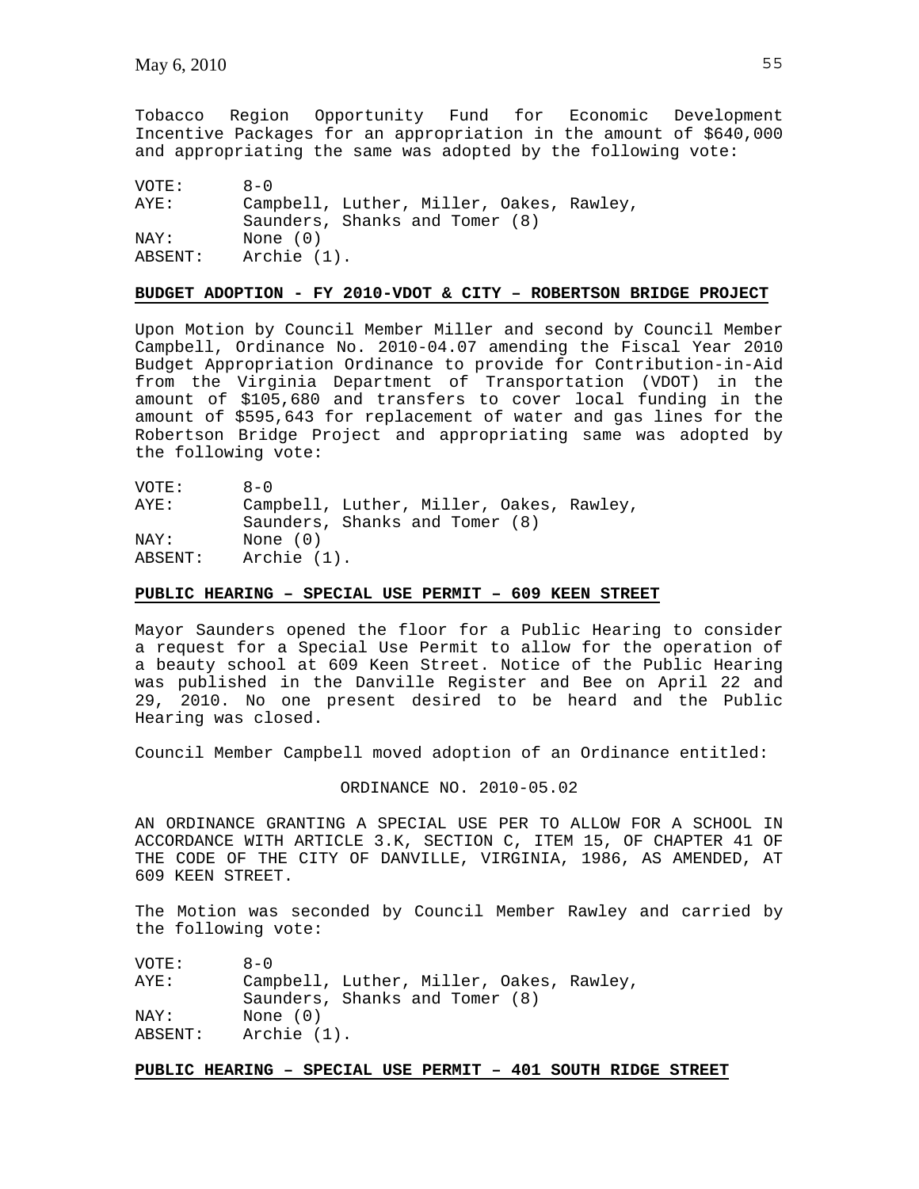Tobacco Region Opportunity Fund for Economic Development Incentive Packages for an appropriation in the amount of $640,000 and appropriating the same was adopted by the following vote:

VOTE: 8-0
AYE: Campbell, Luther, Miller, Oakes, Rawley, Saunders, Shanks and Tomer (8)
NAY: None (0)
ABSENT: Archie (1).

**BUDGET ADOPTION - FY 2010-VDOT & CITY – ROBERTSON BRIDGE PROJECT**

Upon Motion by Council Member Miller and second by Council Member Campbell, Ordinance No. 2010-04.07 amending the Fiscal Year 2010 Budget Appropriation Ordinance to provide for Contribution-in-Aid from the Virginia Department of Transportation (VDOT) in the amount of $105,680 and transfers to cover local funding in the amount of $595,643 for replacement of water and gas lines for the Robertson Bridge Project and appropriating same was adopted by the following vote:

VOTE: 8-0
AYE: Campbell, Luther, Miller, Oakes, Rawley, Saunders, Shanks and Tomer (8)
NAY: None (0)
ABSENT: Archie (1).

**PUBLIC HEARING – SPECIAL USE PERMIT – 609 KEEN STREET**

Mayor Saunders opened the floor for a Public Hearing to consider a request for a Special Use Permit to allow for the operation of a beauty school at 609 Keen Street. Notice of the Public Hearing was published in the Danville Register and Bee on April 22 and 29, 2010. No one present desired to be heard and the Public Hearing was closed.

Council Member Campbell moved adoption of an Ordinance entitled:

ORDINANCE NO. 2010-05.02

AN ORDINANCE GRANTING A SPECIAL USE PER TO ALLOW FOR A SCHOOL IN ACCORDANCE WITH ARTICLE 3.K, SECTION C, ITEM 15, OF CHAPTER 41 OF THE CODE OF THE CITY OF DANVILLE, VIRGINIA, 1986, AS AMENDED, AT 609 KEEN STREET.

The Motion was seconded by Council Member Rawley and carried by the following vote:

VOTE: 8-0
AYE: Campbell, Luther, Miller, Oakes, Rawley, Saunders, Shanks and Tomer (8)
NAY: None (0)
ABSENT: Archie (1).

**PUBLIC HEARING – SPECIAL USE PERMIT – 401 SOUTH RIDGE STREET**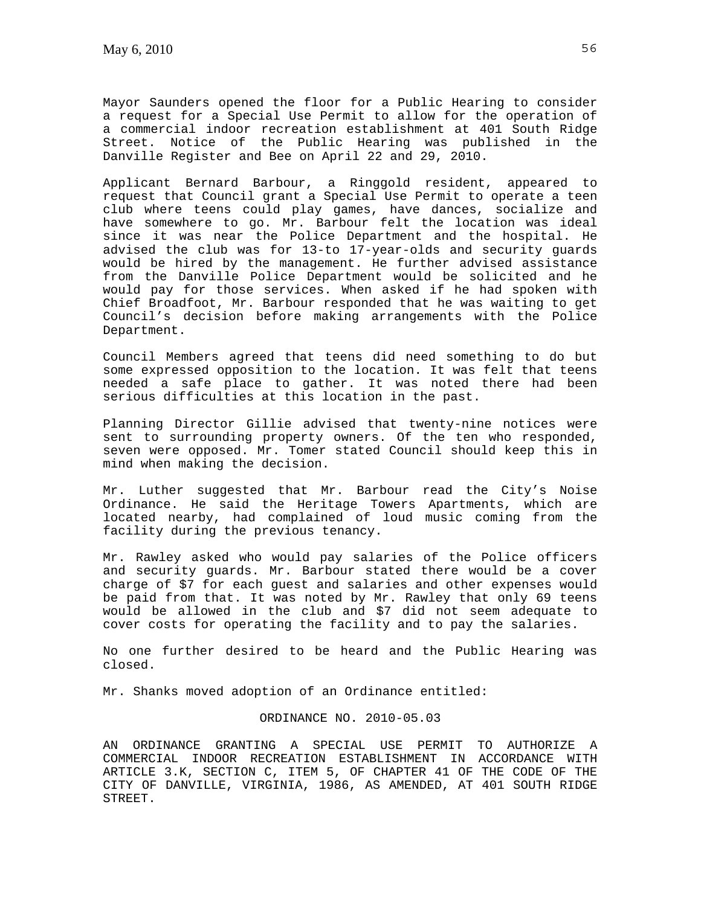Mayor Saunders opened the floor for a Public Hearing to consider a request for a Special Use Permit to allow for the operation of a commercial indoor recreation establishment at 401 South Ridge Street. Notice of the Public Hearing was published in the Danville Register and Bee on April 22 and 29, 2010.

Applicant Bernard Barbour, a Ringgold resident, appeared to request that Council grant a Special Use Permit to operate a teen club where teens could play games, have dances, socialize and have somewhere to go. Mr. Barbour felt the location was ideal since it was near the Police Department and the hospital. He advised the club was for 13-to 17-year-olds and security guards would be hired by the management. He further advised assistance from the Danville Police Department would be solicited and he would pay for those services. When asked if he had spoken with Chief Broadfoot, Mr. Barbour responded that he was waiting to get Council's decision before making arrangements with the Police Department.

Council Members agreed that teens did need something to do but some expressed opposition to the location. It was felt that teens needed a safe place to gather. It was noted there had been serious difficulties at this location in the past.

Planning Director Gillie advised that twenty-nine notices were sent to surrounding property owners. Of the ten who responded, seven were opposed. Mr. Tomer stated Council should keep this in mind when making the decision.

Mr. Luther suggested that Mr. Barbour read the City's Noise Ordinance. He said the Heritage Towers Apartments, which are located nearby, had complained of loud music coming from the facility during the previous tenancy.

Mr. Rawley asked who would pay salaries of the Police officers and security guards. Mr. Barbour stated there would be a cover charge of $7 for each guest and salaries and other expenses would be paid from that. It was noted by Mr. Rawley that only 69 teens would be allowed in the club and $7 did not seem adequate to cover costs for operating the facility and to pay the salaries.

No one further desired to be heard and the Public Hearing was closed.

Mr. Shanks moved adoption of an Ordinance entitled:

ORDINANCE NO. 2010-05.03

AN ORDINANCE GRANTING A SPECIAL USE PERMIT TO AUTHORIZE A COMMERCIAL INDOOR RECREATION ESTABLISHMENT IN ACCORDANCE WITH ARTICLE 3.K, SECTION C, ITEM 5, OF CHAPTER 41 OF THE CODE OF THE CITY OF DANVILLE, VIRGINIA, 1986, AS AMENDED, AT 401 SOUTH RIDGE STREET.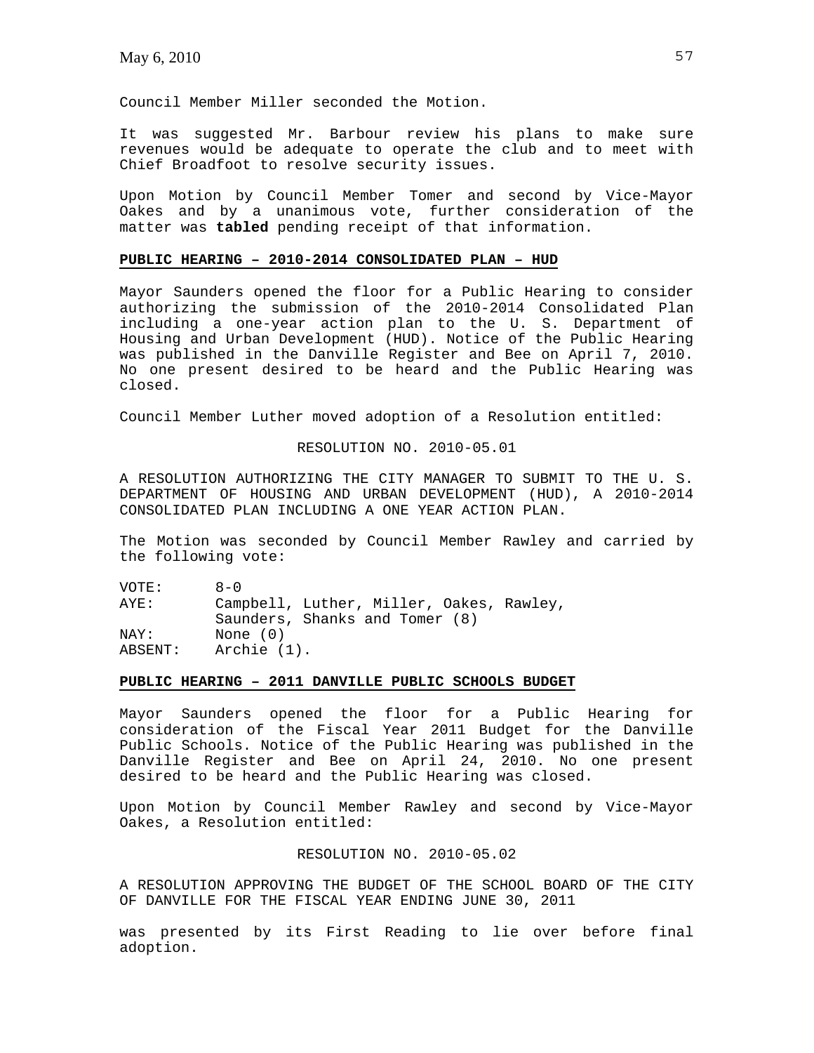Council Member Miller seconded the Motion.

It was suggested Mr. Barbour review his plans to make sure revenues would be adequate to operate the club and to meet with Chief Broadfoot to resolve security issues.

Upon Motion by Council Member Tomer and second by Vice-Mayor Oakes and by a unanimous vote, further consideration of the matter was **tabled** pending receipt of that information.

**PUBLIC HEARING – 2010-2014 CONSOLIDATED PLAN – HUD**

Mayor Saunders opened the floor for a Public Hearing to consider authorizing the submission of the 2010-2014 Consolidated Plan including a one-year action plan to the U. S. Department of Housing and Urban Development (HUD). Notice of the Public Hearing was published in the Danville Register and Bee on April 7, 2010. No one present desired to be heard and the Public Hearing was closed.

Council Member Luther moved adoption of a Resolution entitled:

RESOLUTION NO. 2010-05.01

A RESOLUTION AUTHORIZING THE CITY MANAGER TO SUBMIT TO THE U. S. DEPARTMENT OF HOUSING AND URBAN DEVELOPMENT (HUD), A 2010-2014 CONSOLIDATED PLAN INCLUDING A ONE YEAR ACTION PLAN.

The Motion was seconded by Council Member Rawley and carried by the following vote:

| | |
|---|---|
| VOTE: | 8-0 |
| AYE: | Campbell, Luther, Miller, Oakes, Rawley, Saunders, Shanks and Tomer (8) |
| NAY: | None (0) |
| ABSENT: | Archie (1). |

**PUBLIC HEARING – 2011 DANVILLE PUBLIC SCHOOLS BUDGET**

Mayor Saunders opened the floor for a Public Hearing for consideration of the Fiscal Year 2011 Budget for the Danville Public Schools. Notice of the Public Hearing was published in the Danville Register and Bee on April 24, 2010. No one present desired to be heard and the Public Hearing was closed.

Upon Motion by Council Member Rawley and second by Vice-Mayor Oakes, a Resolution entitled:

RESOLUTION NO. 2010-05.02

A RESOLUTION APPROVING THE BUDGET OF THE SCHOOL BOARD OF THE CITY OF DANVILLE FOR THE FISCAL YEAR ENDING JUNE 30, 2011

was presented by its First Reading to lie over before final adoption.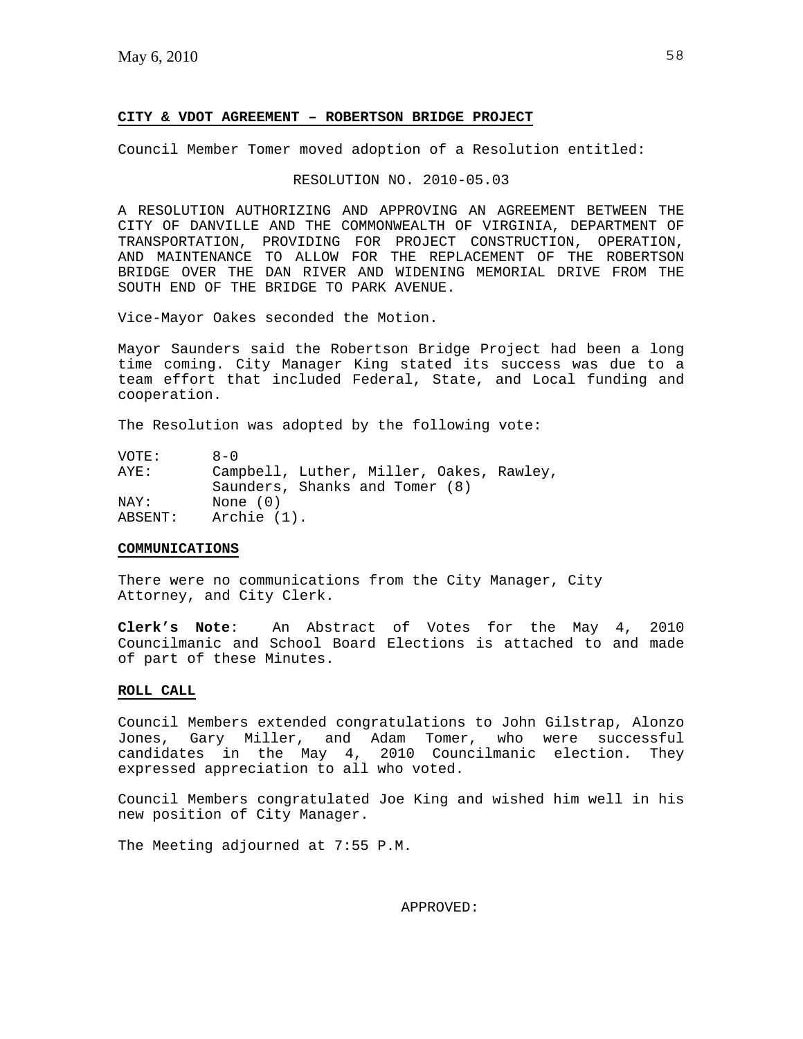**CITY & VDOT AGREEMENT – ROBERTSON BRIDGE PROJECT**

Council Member Tomer moved adoption of a Resolution entitled:

RESOLUTION NO. 2010-05.03

A RESOLUTION AUTHORIZING AND APPROVING AN AGREEMENT BETWEEN THE CITY OF DANVILLE AND THE COMMONWEALTH OF VIRGINIA, DEPARTMENT OF TRANSPORTATION, PROVIDING FOR PROJECT CONSTRUCTION, OPERATION, AND MAINTENANCE TO ALLOW FOR THE REPLACEMENT OF THE ROBERTSON BRIDGE OVER THE DAN RIVER AND WIDENING MEMORIAL DRIVE FROM THE SOUTH END OF THE BRIDGE TO PARK AVENUE.

Vice-Mayor Oakes seconded the Motion.

Mayor Saunders said the Robertson Bridge Project had been a long time coming. City Manager King stated its success was due to a team effort that included Federal, State, and Local funding and cooperation.

The Resolution was adopted by the following vote:

| | |
|---|---|
| VOTE: | 8-0 |
| AYE: | Campbell, Luther, Miller, Oakes, Rawley, Saunders, Shanks and Tomer (8) |
| NAY: | None (0) |
| ABSENT: | Archie (1). |

**COMMUNICATIONS**

There were no communications from the City Manager, City Attorney, and City Clerk.

**Clerk's Note**: An Abstract of Votes for the May 4, 2010 Councilmanic and School Board Elections is attached to and made of part of these Minutes.

**ROLL CALL**

Council Members extended congratulations to John Gilstrap, Alonzo Jones, Gary Miller, and Adam Tomer, who were successful candidates in the May 4, 2010 Councilmanic election. They expressed appreciation to all who voted.

Council Members congratulated Joe King and wished him well in his new position of City Manager.

The Meeting adjourned at 7:55 P.M.

APPROVED: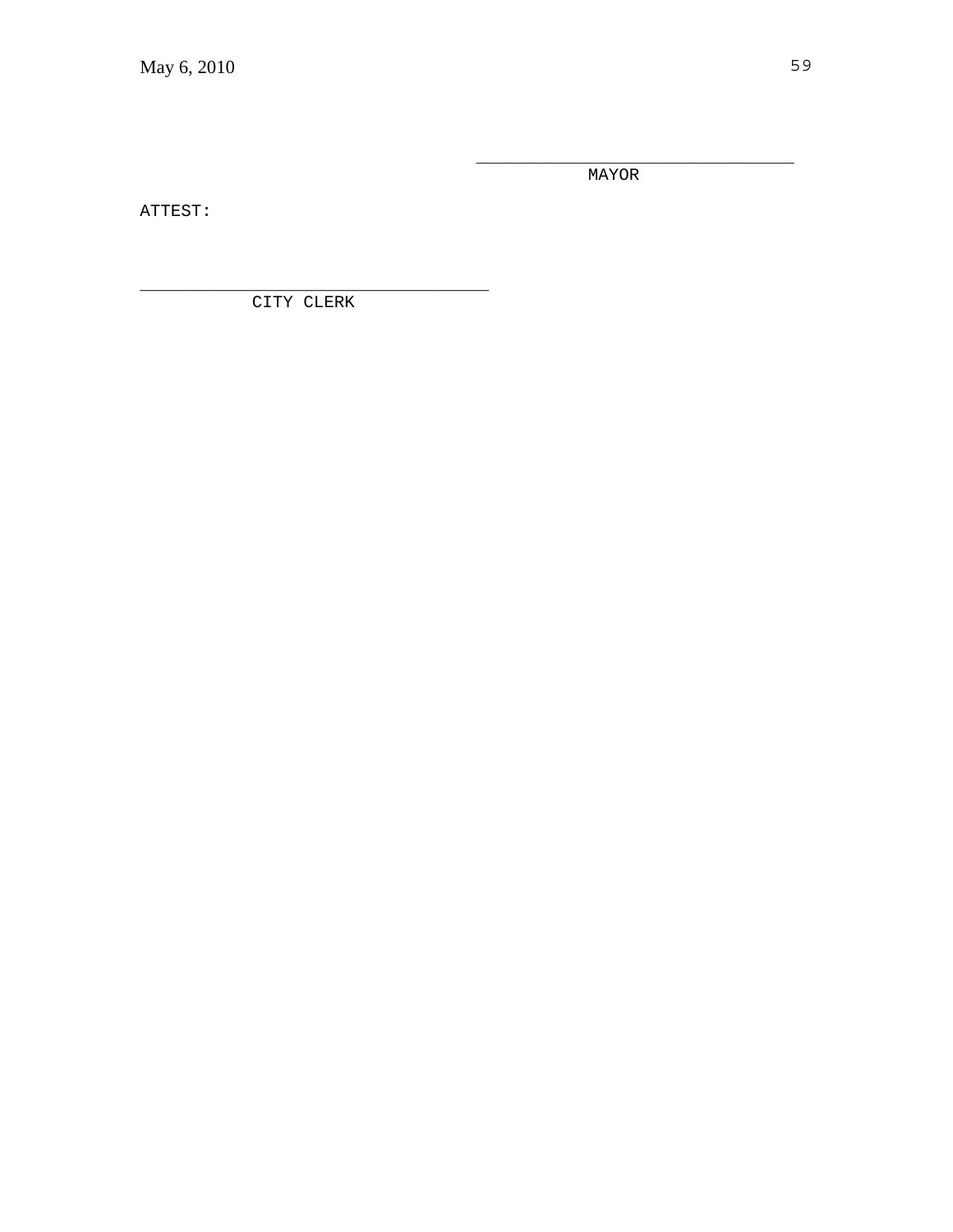\_\_\_\_\_\_\_\_\_\_\_\_\_\_\_\_\_\_\_\_\_\_\_\_\_\_\_\_\_\_\_\_

MAYOR

ATTEST:

\_\_\_\_\_\_\_\_\_\_\_\_\_\_\_\_\_\_\_\_\_\_\_\_\_\_\_\_\_\_\_\_\_\_\_

CITY CLERK